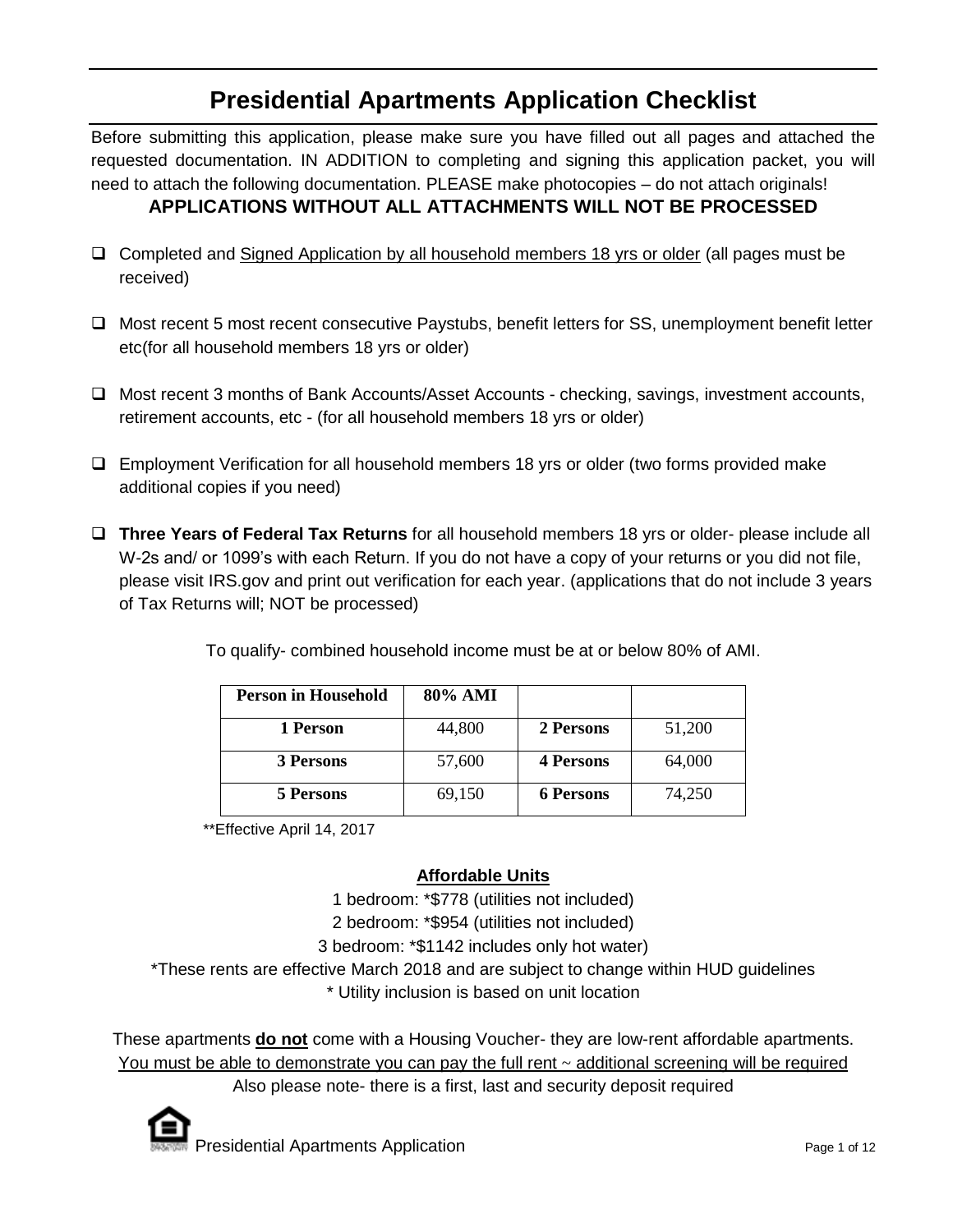# Presidential Apartments Application Checklist

Before submitting this application, please make sure you have filled out all pages and attached the requested documentation. IN ADDITION to completing and signing this application packet, you will need to attach the following documentation. PLEASE make photocopies – do not attach originals!

**APPLICATIONS WITHOUT ALL ATTACHMENTS WILL NOT BE PROCESSED**

- ❑ Completed and Signed Application by all household members 18 yrs or older (all pages must be received)
- ❑ Most recent 5 most recent consecutive Paystubs, benefit letters for SS, unemployment benefit letter etc(for all household members 18 yrs or older)
- ❑ Most recent 3 months of Bank Accounts/Asset Accounts - checking, savings, investment accounts, retirement accounts, etc - (for all household members 18 yrs or older)
- ❑ Employment Verification for all household members 18 yrs or older (two forms provided make additional copies if you need)
- ❑ **Three Years of Federal Tax Returns** for all household members 18 yrs or older- please include all W-2s and/ or 1099's with each Return. If you do not have a copy of your returns or you did not file, please visit IRS.gov and print out verification for each year. (applications that do not include 3 years of Tax Returns will; NOT be processed)

To qualify- combined household income must be at or below 80% of AMI.

| Person in Household | 80% AMI | | |
|---|---|---|---|
| 1 Person | 44,800 | 2 Persons | 51,200 |
| 3 Persons | 57,600 | 4 Persons | 64,000 |
| 5 Persons | 69,150 | 6 Persons | 74,250 |

**Effective April 14, 2017

**Affordable Units**

1 bedroom: *$778 (utilities not included)

2 bedroom: *$954 (utilities not included)

3 bedroom: *$1142 includes only hot water)

*These rents are effective March 2018 and are subject to change within HUD guidelines

* Utility inclusion is based on unit location

These apartments **do not** come with a Housing Voucher- they are low-rent affordable apartments.

You must be able to demonstrate you can pay the full rent ~ additional screening will be required

Also please note- there is a first, last and security deposit required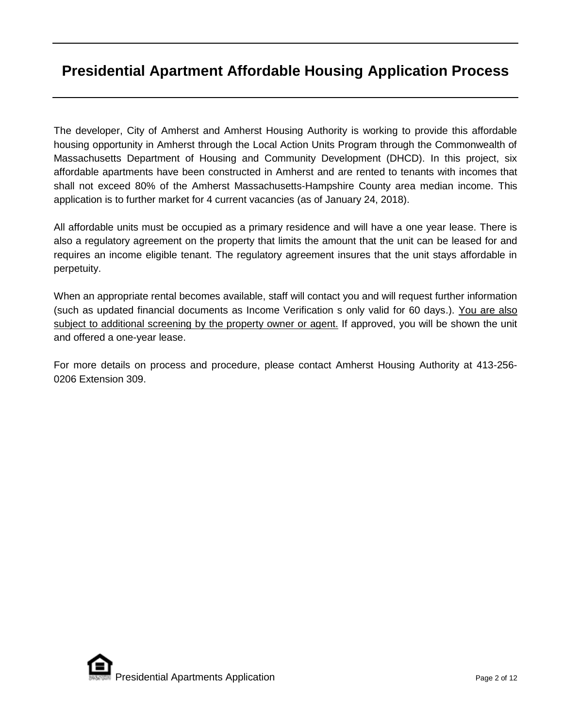# Presidential Apartment Affordable Housing Application Process

The developer, City of Amherst and Amherst Housing Authority is working to provide this affordable housing opportunity in Amherst through the Local Action Units Program through the Commonwealth of Massachusetts Department of Housing and Community Development (DHCD). In this project, six affordable apartments have been constructed in Amherst and are rented to tenants with incomes that shall not exceed 80% of the Amherst Massachusetts-Hampshire County area median income. This application is to further market for 4 current vacancies (as of January 24, 2018).

All affordable units must be occupied as a primary residence and will have a one year lease. There is also a regulatory agreement on the property that limits the amount that the unit can be leased for and requires an income eligible tenant. The regulatory agreement insures that the unit stays affordable in perpetuity.

When an appropriate rental becomes available, staff will contact you and will request further information (such as updated financial documents as Income Verification s only valid for 60 days.). <u>You are also subject to additional screening by the property owner or agent.</u> If approved, you will be shown the unit and offered a one-year lease.

For more details on process and procedure, please contact Amherst Housing Authority at 413-256-0206 Extension 309.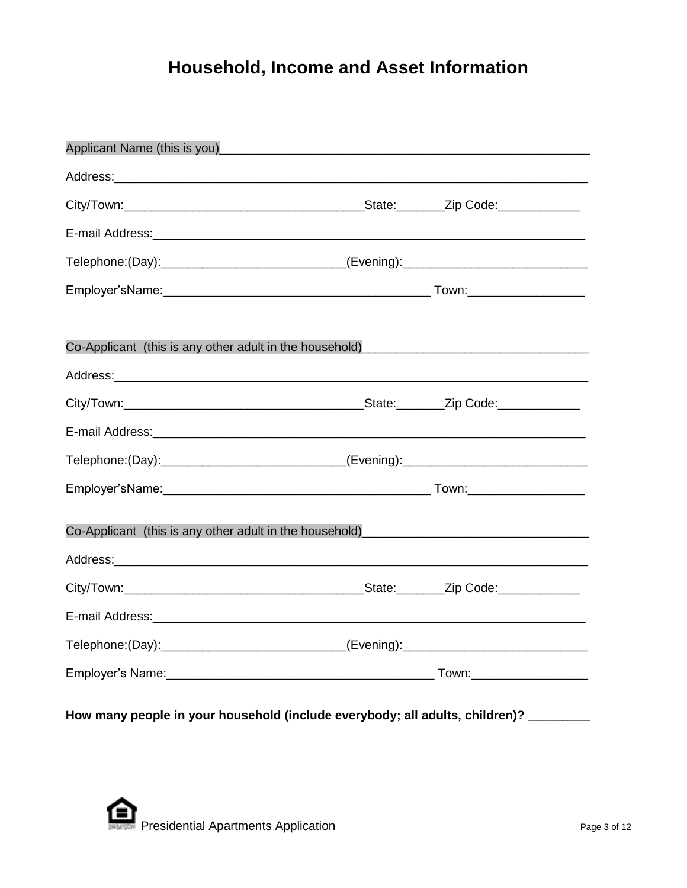# Household, Income and Asset Information

Applicant Name (this is you)\_\_\_\_\_\_\_\_\_\_\_\_\_\_\_\_\_\_\_\_\_\_\_\_\_\_\_\_\_\_\_\_\_\_\_\_\_\_\_\_\_\_\_\_\_\_\_\_\_\_\_\_

Address:\_\_\_\_\_\_\_\_\_\_\_\_\_\_\_\_\_\_\_\_\_\_\_\_\_\_\_\_\_\_\_\_\_\_\_\_\_\_\_\_\_\_\_\_\_\_\_\_\_\_\_\_\_\_\_\_\_\_\_\_\_\_\_\_

City/Town:\_\_\_\_\_\_\_\_\_\_\_\_\_\_\_\_\_\_\_\_\_\_\_\_\_\_\_\_\_\_\_\_\_\_\_State:\_\_\_\_\_\_\_Zip Code:\_\_\_\_\_\_\_\_\_\_\_\_

E-mail Address:\_\_\_\_\_\_\_\_\_\_\_\_\_\_\_\_\_\_\_\_\_\_\_\_\_\_\_\_\_\_\_\_\_\_\_\_\_\_\_\_\_\_\_\_\_\_\_\_\_\_\_\_\_\_\_\_\_\_\_

Telephone:(Day):\_\_\_\_\_\_\_\_\_\_\_\_\_\_\_\_\_\_\_\_\_\_\_\_\_\_\_(Evening):\_\_\_\_\_\_\_\_\_\_\_\_\_\_\_\_\_\_\_\_\_\_\_\_\_\_\_

Employer'sName:\_\_\_\_\_\_\_\_\_\_\_\_\_\_\_\_\_\_\_\_\_\_\_\_\_\_\_\_\_\_\_\_\_\_\_\_\_\_\_ Town:\_\_\_\_\_\_\_\_\_\_\_\_\_\_\_\_\_

Co-Applicant (this is any other adult in the household)\_\_\_\_\_\_\_\_\_\_\_\_\_\_\_\_\_\_\_\_\_\_\_\_\_\_\_\_\_\_\_\_

Address:\_\_\_\_\_\_\_\_\_\_\_\_\_\_\_\_\_\_\_\_\_\_\_\_\_\_\_\_\_\_\_\_\_\_\_\_\_\_\_\_\_\_\_\_\_\_\_\_\_\_\_\_\_\_\_\_\_\_\_\_\_\_\_\_

City/Town:\_\_\_\_\_\_\_\_\_\_\_\_\_\_\_\_\_\_\_\_\_\_\_\_\_\_\_\_\_\_\_\_\_\_\_State:\_\_\_\_\_\_\_Zip Code:\_\_\_\_\_\_\_\_\_\_\_\_

E-mail Address:\_\_\_\_\_\_\_\_\_\_\_\_\_\_\_\_\_\_\_\_\_\_\_\_\_\_\_\_\_\_\_\_\_\_\_\_\_\_\_\_\_\_\_\_\_\_\_\_\_\_\_\_\_\_\_\_\_\_\_

Telephone:(Day):\_\_\_\_\_\_\_\_\_\_\_\_\_\_\_\_\_\_\_\_\_\_\_\_\_\_\_(Evening):\_\_\_\_\_\_\_\_\_\_\_\_\_\_\_\_\_\_\_\_\_\_\_\_\_\_\_

Employer'sName:\_\_\_\_\_\_\_\_\_\_\_\_\_\_\_\_\_\_\_\_\_\_\_\_\_\_\_\_\_\_\_\_\_\_\_\_\_\_\_ Town:\_\_\_\_\_\_\_\_\_\_\_\_\_\_\_\_\_

Co-Applicant (this is any other adult in the household)\_\_\_\_\_\_\_\_\_\_\_\_\_\_\_\_\_\_\_\_\_\_\_\_\_\_\_\_\_\_\_\_

Address:\_\_\_\_\_\_\_\_\_\_\_\_\_\_\_\_\_\_\_\_\_\_\_\_\_\_\_\_\_\_\_\_\_\_\_\_\_\_\_\_\_\_\_\_\_\_\_\_\_\_\_\_\_\_\_\_\_\_\_\_\_\_\_\_

City/Town:\_\_\_\_\_\_\_\_\_\_\_\_\_\_\_\_\_\_\_\_\_\_\_\_\_\_\_\_\_\_\_\_\_\_\_State:\_\_\_\_\_\_\_Zip Code:\_\_\_\_\_\_\_\_\_\_\_\_

E-mail Address:\_\_\_\_\_\_\_\_\_\_\_\_\_\_\_\_\_\_\_\_\_\_\_\_\_\_\_\_\_\_\_\_\_\_\_\_\_\_\_\_\_\_\_\_\_\_\_\_\_\_\_\_\_\_\_\_\_\_\_

Telephone:(Day):\_\_\_\_\_\_\_\_\_\_\_\_\_\_\_\_\_\_\_\_\_\_\_\_\_\_\_(Evening):\_\_\_\_\_\_\_\_\_\_\_\_\_\_\_\_\_\_\_\_\_\_\_\_\_\_\_

Employer's Name:\_\_\_\_\_\_\_\_\_\_\_\_\_\_\_\_\_\_\_\_\_\_\_\_\_\_\_\_\_\_\_\_\_\_\_\_\_\_\_ Town:\_\_\_\_\_\_\_\_\_\_\_\_\_\_\_\_\_

**How many people in your household (include everybody; all adults, children)? \_\_\_\_\_\_\_\_\_**

Presidential Apartments Application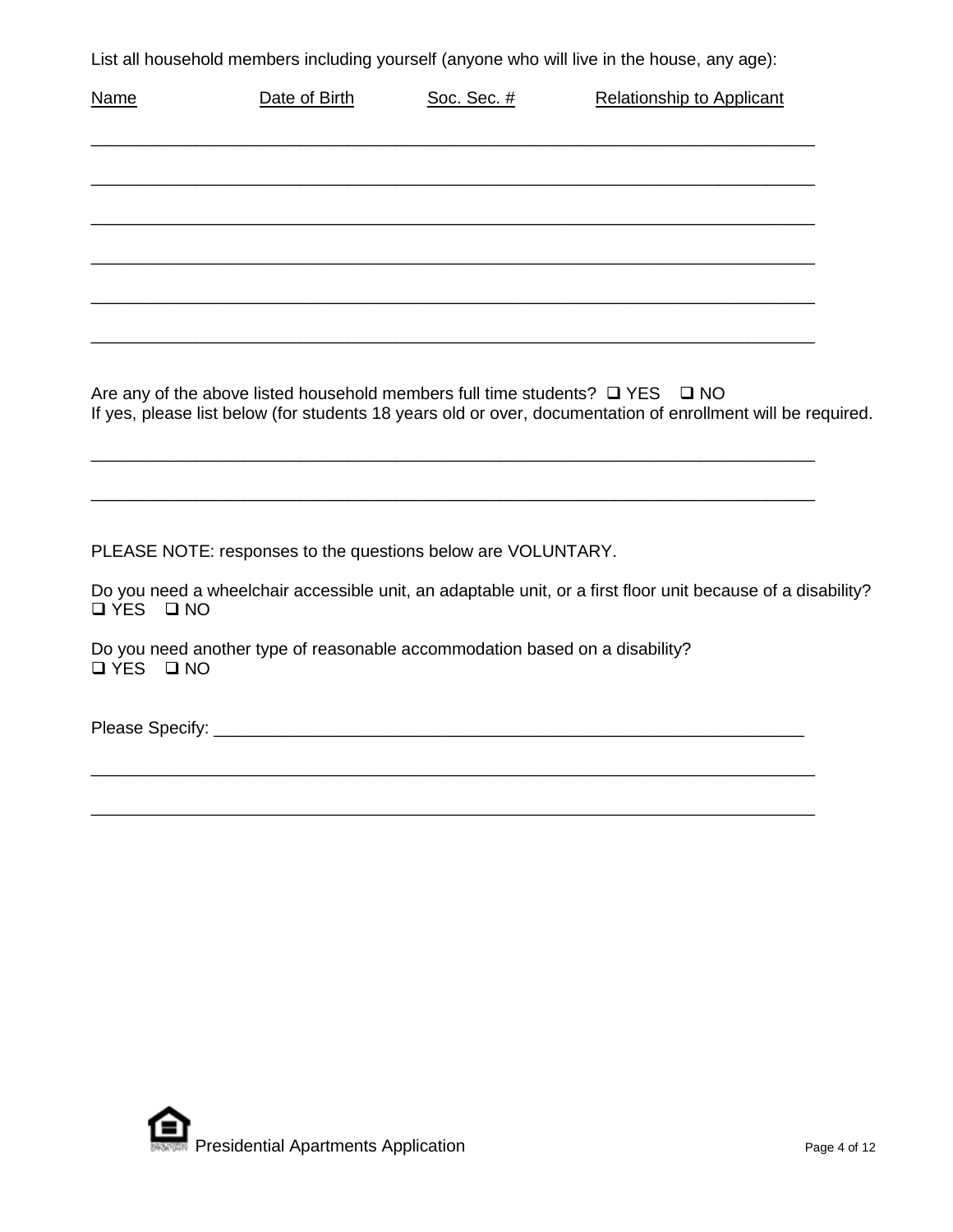List all household members including yourself (anyone who will live in the house, any age):

| Name | Date of Birth | Soc. Sec. # | Relationship to Applicant |
|---|---|---|---|
| | | | |
| | | | |
| | | | |
| | | | |
| | | | |
| | | | |

Are any of the above listed household members full time students? ❑ YES ❑ NO
If yes, please list below (for students 18 years old or over, documentation of enrollment will be required.

\_\_\_\_\_\_\_\_\_\_\_\_\_\_\_\_\_\_\_\_\_\_\_\_\_\_\_\_\_\_\_\_\_\_\_\_\_\_\_\_\_\_\_\_\_\_\_\_\_\_\_\_\_\_\_\_\_\_\_\_\_\_\_\_\_\_\_\_\_\_\_\_\_\_\_\_

\_\_\_\_\_\_\_\_\_\_\_\_\_\_\_\_\_\_\_\_\_\_\_\_\_\_\_\_\_\_\_\_\_\_\_\_\_\_\_\_\_\_\_\_\_\_\_\_\_\_\_\_\_\_\_\_\_\_\_\_\_\_\_\_\_\_\_\_\_\_\_\_\_\_\_\_

PLEASE NOTE: responses to the questions below are VOLUNTARY.

Do you need a wheelchair accessible unit, an adaptable unit, or a first floor unit because of a disability?
❑ YES ❑ NO

Do you need another type of reasonable accommodation based on a disability?
❑ YES ❑ NO

Please Specify: \_\_\_\_\_\_\_\_\_\_\_\_\_\_\_\_\_\_\_\_\_\_\_\_\_\_\_\_\_\_\_\_\_\_\_\_\_\_\_\_\_\_\_\_\_\_\_\_\_\_\_\_\_\_\_\_\_\_\_\_\_\_

\_\_\_\_\_\_\_\_\_\_\_\_\_\_\_\_\_\_\_\_\_\_\_\_\_\_\_\_\_\_\_\_\_\_\_\_\_\_\_\_\_\_\_\_\_\_\_\_\_\_\_\_\_\_\_\_\_\_\_\_\_\_\_\_\_\_\_\_\_\_\_\_\_\_\_\_

\_\_\_\_\_\_\_\_\_\_\_\_\_\_\_\_\_\_\_\_\_\_\_\_\_\_\_\_\_\_\_\_\_\_\_\_\_\_\_\_\_\_\_\_\_\_\_\_\_\_\_\_\_\_\_\_\_\_\_\_\_\_\_\_\_\_\_\_\_\_\_\_\_\_\_\_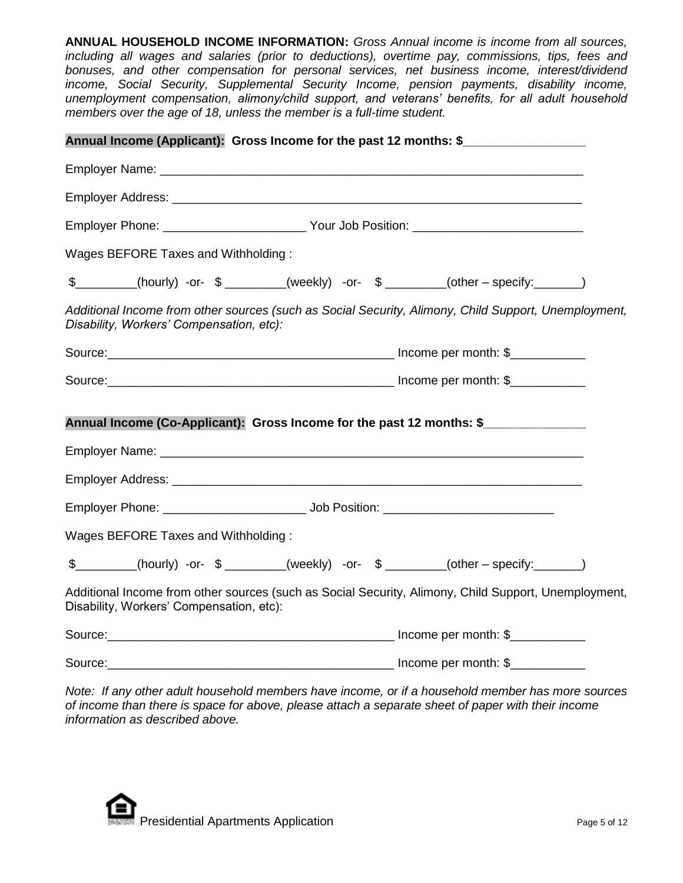**ANNUAL HOUSEHOLD INCOME INFORMATION:** *Gross Annual income is income from all sources, including all wages and salaries (prior to deductions), overtime pay, commissions, tips, fees and bonuses, and other compensation for personal services, net business income, interest/dividend income, Social Security, Supplemental Security Income, pension payments, disability income, unemployment compensation, alimony/child support, and veterans' benefits, for all adult household members over the age of 18, unless the member is a full-time student.*

**Annual Income (Applicant): Gross Income for the past 12 months: $_________________**

Employer Name: _______________________________________________________________

Employer Address: _____________________________________________________________

Employer Phone: _____________________ Your Job Position: _________________________

Wages BEFORE Taxes and Withholding :

$_________(hourly) -or- $ _________(weekly) -or- $ _________(other – specify:_______)

*Additional Income from other sources (such as Social Security, Alimony, Child Support, Unemployment, Disability, Workers' Compensation, etc):*

Source:__________________________________________ Income per month: $___________

Source:__________________________________________ Income per month: $___________

**Annual Income (Co-Applicant): Gross Income for the past 12 months: $______________**

Employer Name: _______________________________________________________________

Employer Address: _____________________________________________________________

Employer Phone: _____________________ Job Position: _________________________

Wages BEFORE Taxes and Withholding :

$_________(hourly) -or- $ _________(weekly) -or- $ _________(other – specify:_______)

Additional Income from other sources (such as Social Security, Alimony, Child Support, Unemployment, Disability, Workers' Compensation, etc):

Source:__________________________________________ Income per month: $___________

Source:__________________________________________ Income per month: $___________

*Note: If any other adult household members have income, or if a household member has more sources of income than there is space for above, please attach a separate sheet of paper with their income information as described above.*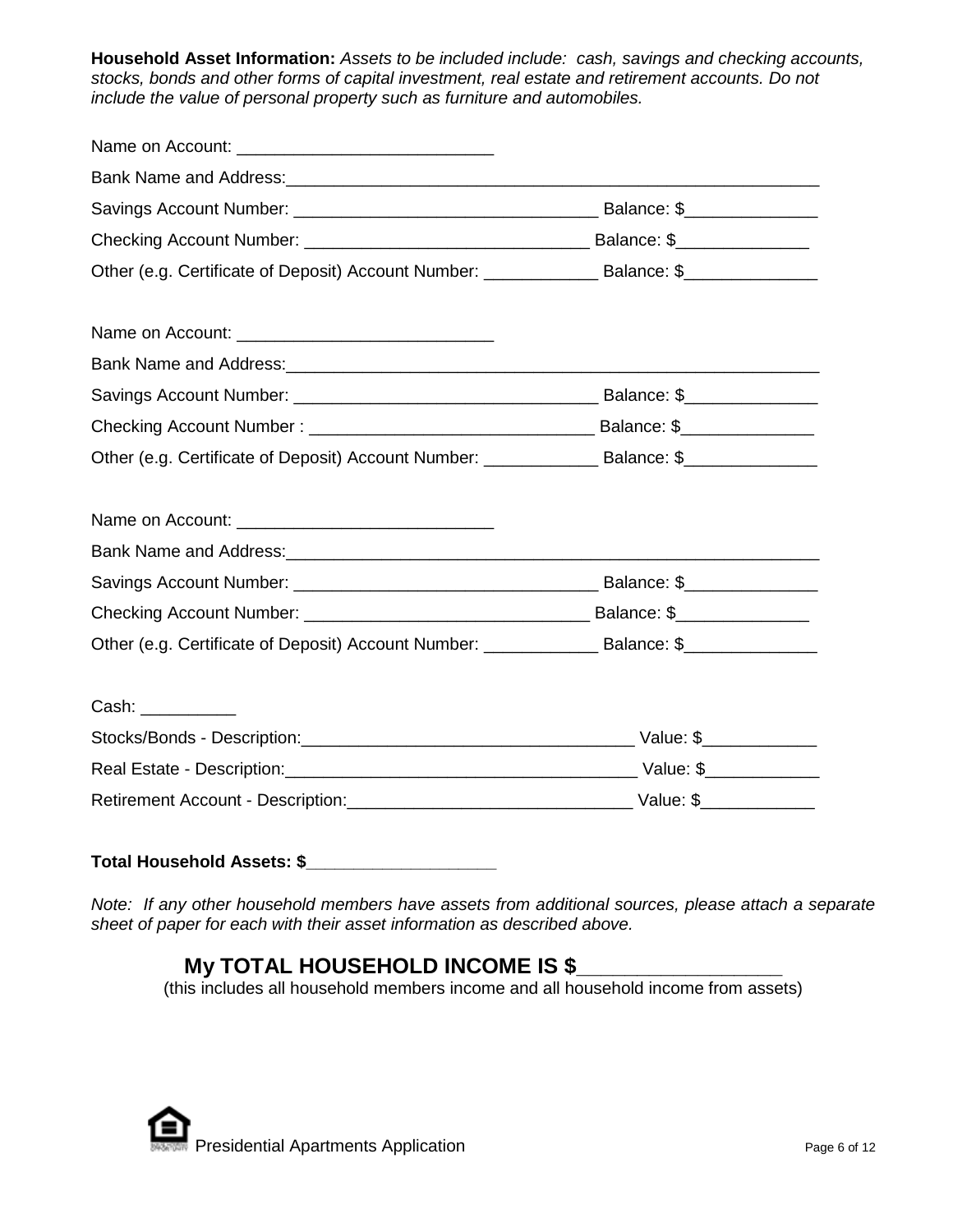**Household Asset Information:** *Assets to be included include: cash, savings and checking accounts, stocks, bonds and other forms of capital investment, real estate and retirement accounts. Do not include the value of personal property such as furniture and automobiles.*

Name on Account: ___________________________

Bank Name and Address:___________________________________________________________

Savings Account Number: ________________________________ Balance: $______________

Checking Account Number: ______________________________ Balance: $______________

Other (e.g. Certificate of Deposit) Account Number: ____________ Balance: $______________

Name on Account: ___________________________

Bank Name and Address:___________________________________________________________

Savings Account Number: ________________________________ Balance: $______________

Checking Account Number : ______________________________ Balance: $______________

Other (e.g. Certificate of Deposit) Account Number: ____________ Balance: $______________

Name on Account: ___________________________

Bank Name and Address:___________________________________________________________

Savings Account Number: ________________________________ Balance: $______________

Checking Account Number: ______________________________ Balance: $______________

Other (e.g. Certificate of Deposit) Account Number: ____________ Balance: $______________

Cash: __________

Stocks/Bonds - Description:___________________________________ Value: $____________

Real Estate - Description:_____________________________________ Value: $____________

Retirement Account - Description:______________________________ Value: $____________

**Total Household Assets: $___________________**

*Note: If any other household members have assets from additional sources, please attach a separate sheet of paper for each with their asset information as described above.*

**My TOTAL HOUSEHOLD INCOME IS $__________________**

(this includes all household members income and all household income from assets)

Presidential Apartments Application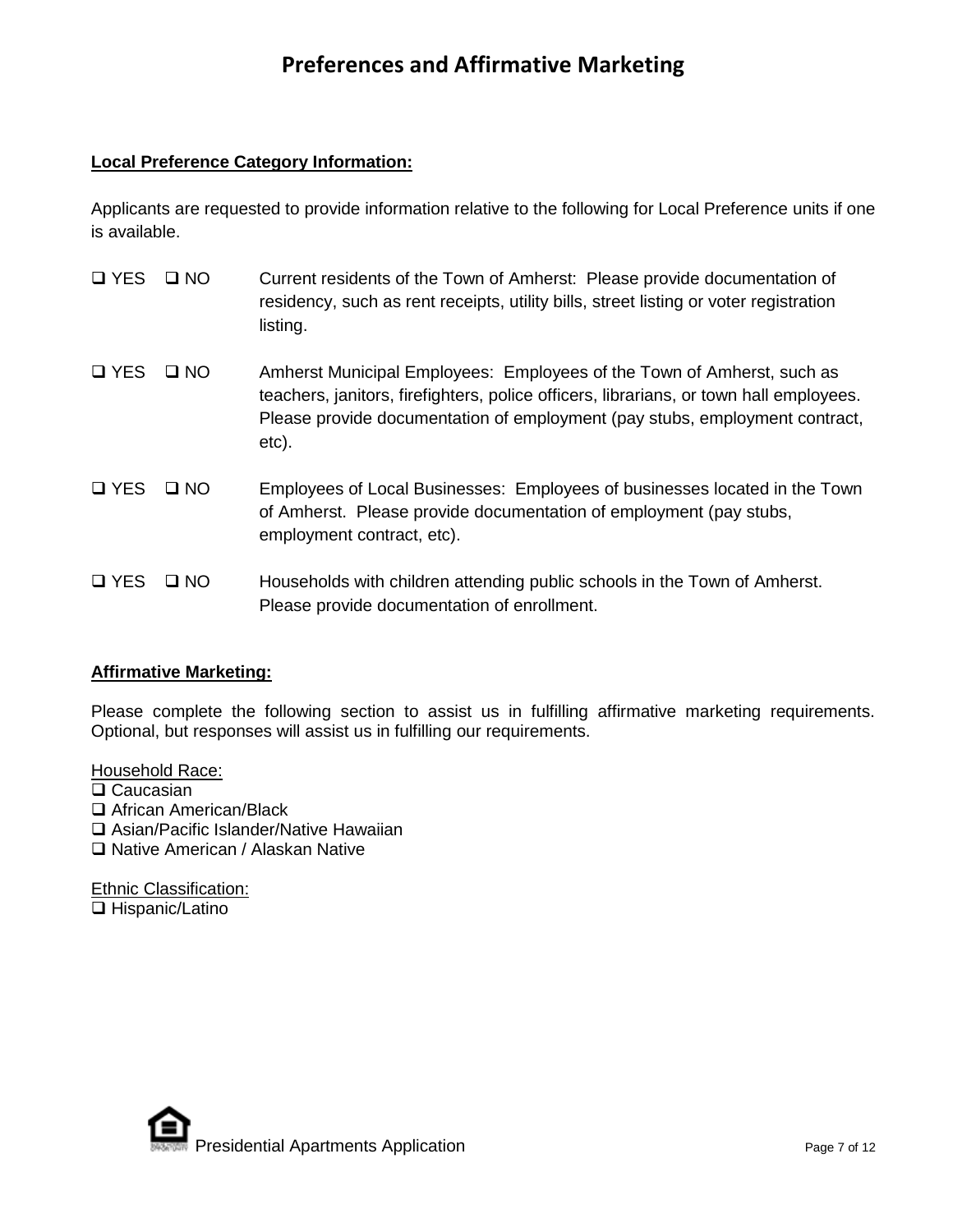# Preferences and Affirmative Marketing

**Local Preference Category Information:**

Applicants are requested to provide information relative to the following for Local Preference units if one is available.

- ❑ YES ❑ NO Current residents of the Town of Amherst: Please provide documentation of residency, such as rent receipts, utility bills, street listing or voter registration listing.

- ❑ YES ❑ NO Amherst Municipal Employees: Employees of the Town of Amherst, such as teachers, janitors, firefighters, police officers, librarians, or town hall employees. Please provide documentation of employment (pay stubs, employment contract, etc).

- ❑ YES ❑ NO Employees of Local Businesses: Employees of businesses located in the Town of Amherst. Please provide documentation of employment (pay stubs, employment contract, etc).

- ❑ YES ❑ NO Households with children attending public schools in the Town of Amherst. Please provide documentation of enrollment.

**Affirmative Marketing:**

Please complete the following section to assist us in fulfilling affirmative marketing requirements. Optional, but responses will assist us in fulfilling our requirements.

Household Race:

❑ Caucasian
❑ African American/Black
❑ Asian/Pacific Islander/Native Hawaiian
❑ Native American / Alaskan Native

Ethnic Classification:

❑ Hispanic/Latino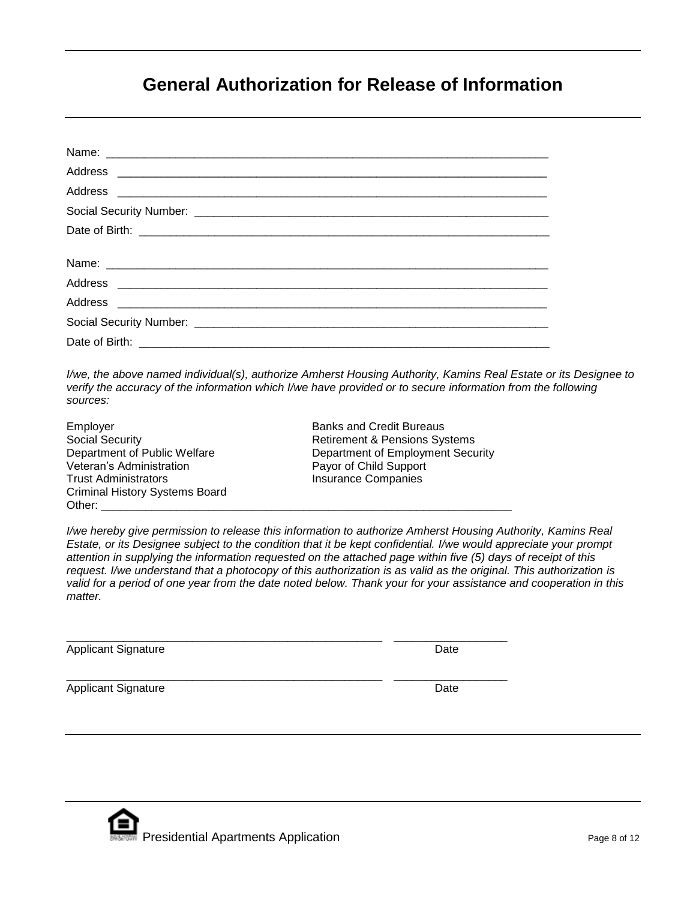# General Authorization for Release of Information

Name: ______________________________________________________________________

Address ____________________________________________________________________

Address ____________________________________________________________________

Social Security Number: _______________________________________________________

Date of Birth: _________________________________________________________________

Name: ______________________________________________________________________

Address ____________________________________________________________________

Address ____________________________________________________________________

Social Security Number: _______________________________________________________

Date of Birth: _________________________________________________________________

*I/we, the above named individual(s), authorize Amherst Housing Authority, Kamins Real Estate or its Designee to verify the accuracy of the information which I/we have provided or to secure information from the following sources:*

- Employer
- Social Security
- Department of Public Welfare
- Veteran's Administration
- Trust Administrators
- Criminal History Systems Board
- Banks and Credit Bureaus
- Retirement & Pensions Systems
- Department of Employment Security
- Payor of Child Support
- Insurance Companies

Other: ________________________________________________________________

*I/we hereby give permission to release this information to authorize Amherst Housing Authority, Kamins Real Estate, or its Designee subject to the condition that it be kept confidential. I/we would appreciate your prompt attention in supplying the information requested on the attached page within five (5) days of receipt of this request. I/we understand that a photocopy of this authorization is as valid as the original. This authorization is valid for a period of one year from the date noted below. Thank your for your assistance and cooperation in this matter.*

__________________________________________________ ________________

Applicant Signature Date

__________________________________________________ ________________

Applicant Signature Date

Presidential Apartments Application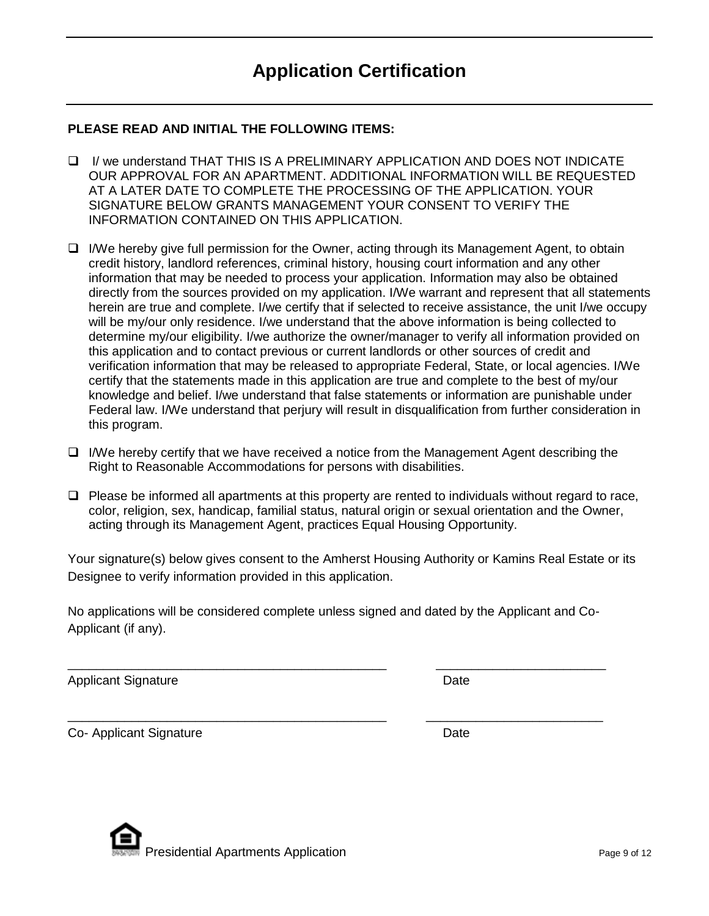# Application Certification

**PLEASE READ AND INITIAL THE FOLLOWING ITEMS:**

- ❑ I/ we understand THAT THIS IS A PRELIMINARY APPLICATION AND DOES NOT INDICATE OUR APPROVAL FOR AN APARTMENT. ADDITIONAL INFORMATION WILL BE REQUESTED AT A LATER DATE TO COMPLETE THE PROCESSING OF THE APPLICATION. YOUR SIGNATURE BELOW GRANTS MANAGEMENT YOUR CONSENT TO VERIFY THE INFORMATION CONTAINED ON THIS APPLICATION.

- ❑ I/We hereby give full permission for the Owner, acting through its Management Agent, to obtain credit history, landlord references, criminal history, housing court information and any other information that may be needed to process your application. Information may also be obtained directly from the sources provided on my application. I/We warrant and represent that all statements herein are true and complete. I/we certify that if selected to receive assistance, the unit I/we occupy will be my/our only residence. I/we understand that the above information is being collected to determine my/our eligibility. I/we authorize the owner/manager to verify all information provided on this application and to contact previous or current landlords or other sources of credit and verification information that may be released to appropriate Federal, State, or local agencies. I/We certify that the statements made in this application are true and complete to the best of my/our knowledge and belief. I/we understand that false statements or information are punishable under Federal law. I/We understand that perjury will result in disqualification from further consideration in this program.

- ❑ I/We hereby certify that we have received a notice from the Management Agent describing the Right to Reasonable Accommodations for persons with disabilities.

- ❑ Please be informed all apartments at this property are rented to individuals without regard to race, color, religion, sex, handicap, familial status, natural origin or sexual orientation and the Owner, acting through its Management Agent, practices Equal Housing Opportunity.

Your signature(s) below gives consent to the Amherst Housing Authority or Kamins Real Estate or its Designee to verify information provided in this application.

No applications will be considered complete unless signed and dated by the Applicant and Co-Applicant (if any).

_______________________________________________ ________________________

Applicant Signature Date

_______________________________________________ ________________________

Co- Applicant Signature Date

Presidential Apartments Application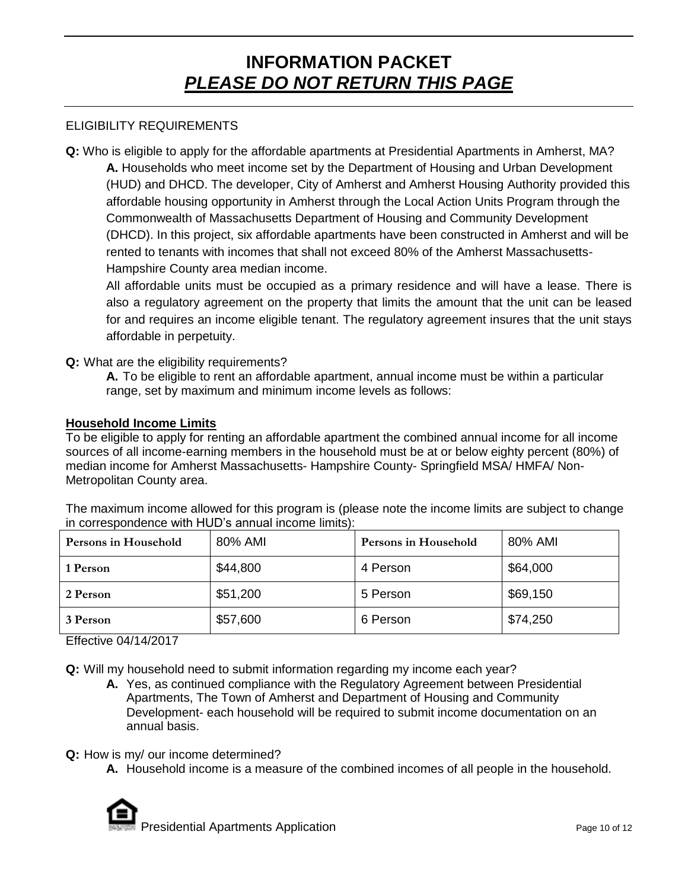# INFORMATION PACKET
## *PLEASE DO NOT RETURN THIS PAGE*

ELIGIBILITY REQUIREMENTS

**Q:** Who is eligible to apply for the affordable apartments at Presidential Apartments in Amherst, MA?

**A.** Households who meet income set by the Department of Housing and Urban Development (HUD) and DHCD. The developer, City of Amherst and Amherst Housing Authority provided this affordable housing opportunity in Amherst through the Local Action Units Program through the Commonwealth of Massachusetts Department of Housing and Community Development (DHCD). In this project, six affordable apartments have been constructed in Amherst and will be rented to tenants with incomes that shall not exceed 80% of the Amherst Massachusetts-Hampshire County area median income.

All affordable units must be occupied as a primary residence and will have a lease. There is also a regulatory agreement on the property that limits the amount that the unit can be leased for and requires an income eligible tenant. The regulatory agreement insures that the unit stays affordable in perpetuity.

**Q:** What are the eligibility requirements?

**A.** To be eligible to rent an affordable apartment, annual income must be within a particular range, set by maximum and minimum income levels as follows:

**Household Income Limits**

To be eligible to apply for renting an affordable apartment the combined annual income for all income sources of all income-earning members in the household must be at or below eighty percent (80%) of median income for Amherst Massachusetts- Hampshire County- Springfield MSA/ HMFA/ Non-Metropolitan County area.

The maximum income allowed for this program is (please note the income limits are subject to change in correspondence with HUD's annual income limits):

| Persons in Household | 80% AMI | Persons in Household | 80% AMI |
|---|---|---|---|
| 1 Person | $44,800 | 4 Person | $64,000 |
| 2 Person | $51,200 | 5 Person | $69,150 |
| 3 Person | $57,600 | 6 Person | $74,250 |

Effective 04/14/2017

**Q:** Will my household need to submit information regarding my income each year?

**A.** Yes, as continued compliance with the Regulatory Agreement between Presidential Apartments, The Town of Amherst and Department of Housing and Community Development- each household will be required to submit income documentation on an annual basis.

**Q:** How is my/ our income determined?

**A.** Household income is a measure of the combined incomes of all people in the household.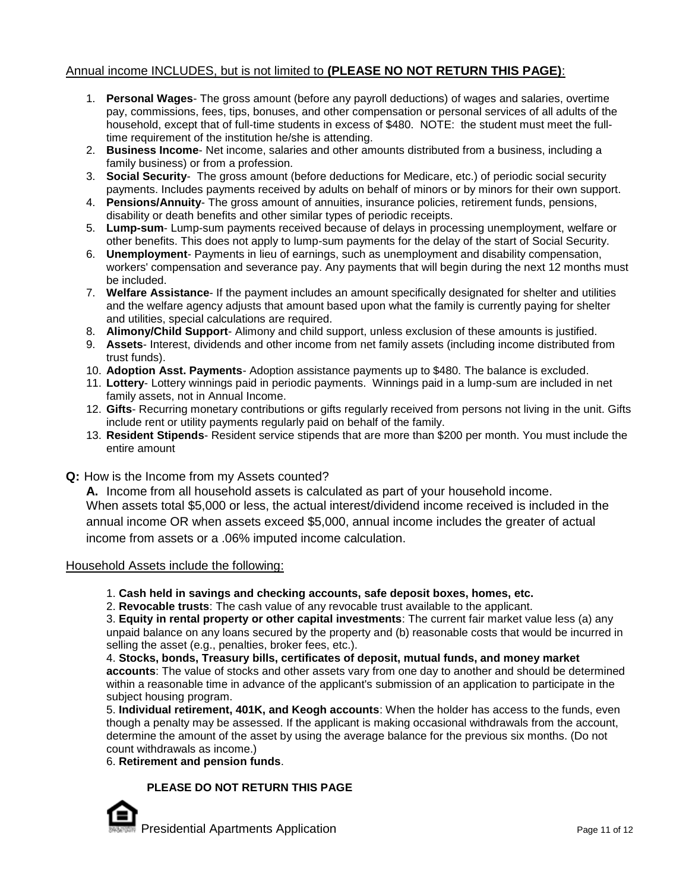Annual income INCLUDES, but is not limited to **(PLEASE NO NOT RETURN THIS PAGE)**:

1. **Personal Wages**- The gross amount (before any payroll deductions) of wages and salaries, overtime pay, commissions, fees, tips, bonuses, and other compensation or personal services of all adults of the household, except that of full-time students in excess of $480. NOTE: the student must meet the full-time requirement of the institution he/she is attending.
2. **Business Income**- Net income, salaries and other amounts distributed from a business, including a family business) or from a profession.
3. **Social Security**- The gross amount (before deductions for Medicare, etc.) of periodic social security payments. Includes payments received by adults on behalf of minors or by minors for their own support.
4. **Pensions/Annuity**- The gross amount of annuities, insurance policies, retirement funds, pensions, disability or death benefits and other similar types of periodic receipts.
5. **Lump-sum**- Lump-sum payments received because of delays in processing unemployment, welfare or other benefits. This does not apply to lump-sum payments for the delay of the start of Social Security.
6. **Unemployment**- Payments in lieu of earnings, such as unemployment and disability compensation, workers' compensation and severance pay. Any payments that will begin during the next 12 months must be included.
7. **Welfare Assistance**- If the payment includes an amount specifically designated for shelter and utilities and the welfare agency adjusts that amount based upon what the family is currently paying for shelter and utilities, special calculations are required.
8. **Alimony/Child Support**- Alimony and child support, unless exclusion of these amounts is justified.
9. **Assets**- Interest, dividends and other income from net family assets (including income distributed from trust funds).
10. **Adoption Asst. Payments**- Adoption assistance payments up to $480. The balance is excluded.
11. **Lottery**- Lottery winnings paid in periodic payments. Winnings paid in a lump-sum are included in net family assets, not in Annual Income.
12. **Gifts**- Recurring monetary contributions or gifts regularly received from persons not living in the unit. Gifts include rent or utility payments regularly paid on behalf of the family.
13. **Resident Stipends**- Resident service stipends that are more than $200 per month. You must include the entire amount

**Q:** How is the Income from my Assets counted?

**A.** Income from all household assets is calculated as part of your household income. When assets total $5,000 or less, the actual interest/dividend income received is included in the annual income OR when assets exceed $5,000, annual income includes the greater of actual income from assets or a .06% imputed income calculation.

Household Assets include the following:

1. **Cash held in savings and checking accounts, safe deposit boxes, homes, etc.**
2. **Revocable trusts**: The cash value of any revocable trust available to the applicant.
3. **Equity in rental property or other capital investments**: The current fair market value less (a) any unpaid balance on any loans secured by the property and (b) reasonable costs that would be incurred in selling the asset (e.g., penalties, broker fees, etc.).
4. **Stocks, bonds, Treasury bills, certificates of deposit, mutual funds, and money market accounts**: The value of stocks and other assets vary from one day to another and should be determined within a reasonable time in advance of the applicant's submission of an application to participate in the subject housing program.
5. **Individual retirement, 401K, and Keogh accounts**: When the holder has access to the funds, even though a penalty may be assessed. If the applicant is making occasional withdrawals from the account, determine the amount of the asset by using the average balance for the previous six months. (Do not count withdrawals as income.)
6. **Retirement and pension funds**.

**PLEASE DO NOT RETURN THIS PAGE**

Presidential Apartments Application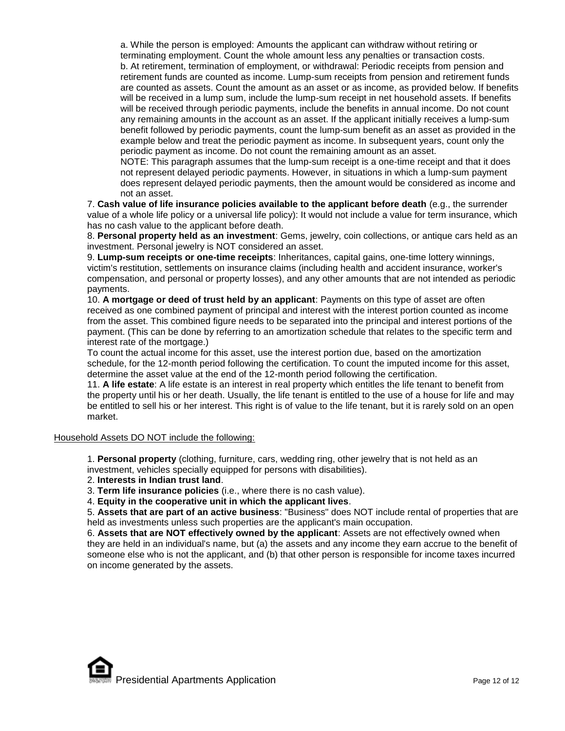a. While the person is employed: Amounts the applicant can withdraw without retiring or terminating employment. Count the whole amount less any penalties or transaction costs.
b. At retirement, termination of employment, or withdrawal: Periodic receipts from pension and retirement funds are counted as income. Lump-sum receipts from pension and retirement funds are counted as assets. Count the amount as an asset or as income, as provided below. If benefits will be received in a lump sum, include the lump-sum receipt in net household assets. If benefits will be received through periodic payments, include the benefits in annual income. Do not count any remaining amounts in the account as an asset. If the applicant initially receives a lump-sum benefit followed by periodic payments, count the lump-sum benefit as an asset as provided in the example below and treat the periodic payment as income. In subsequent years, count only the periodic payment as income. Do not count the remaining amount as an asset.
NOTE: This paragraph assumes that the lump-sum receipt is a one-time receipt and that it does not represent delayed periodic payments. However, in situations in which a lump-sum payment does represent delayed periodic payments, then the amount would be considered as income and not an asset.

7. **Cash value of life insurance policies available to the applicant before death** (e.g., the surrender value of a whole life policy or a universal life policy): It would not include a value for term insurance, which has no cash value to the applicant before death.
8. **Personal property held as an investment**: Gems, jewelry, coin collections, or antique cars held as an investment. Personal jewelry is NOT considered an asset.
9. **Lump-sum receipts or one-time receipts**: Inheritances, capital gains, one-time lottery winnings, victim's restitution, settlements on insurance claims (including health and accident insurance, worker's compensation, and personal or property losses), and any other amounts that are not intended as periodic payments.
10. **A mortgage or deed of trust held by an applicant**: Payments on this type of asset are often received as one combined payment of principal and interest with the interest portion counted as income from the asset. This combined figure needs to be separated into the principal and interest portions of the payment. (This can be done by referring to an amortization schedule that relates to the specific term and interest rate of the mortgage.)
To count the actual income for this asset, use the interest portion due, based on the amortization schedule, for the 12-month period following the certification. To count the imputed income for this asset, determine the asset value at the end of the 12-month period following the certification.
11. **A life estate**: A life estate is an interest in real property which entitles the life tenant to benefit from the property until his or her death. Usually, the life tenant is entitled to the use of a house for life and may be entitled to sell his or her interest. This right is of value to the life tenant, but it is rarely sold on an open market.

<u>Household Assets DO NOT include the following:</u>

1. **Personal property** (clothing, furniture, cars, wedding ring, other jewelry that is not held as an investment, vehicles specially equipped for persons with disabilities).
2. **Interests in Indian trust land**.
3. **Term life insurance policies** (i.e., where there is no cash value).
4. **Equity in the cooperative unit in which the applicant lives**.
5. **Assets that are part of an active business**: "Business" does NOT include rental of properties that are held as investments unless such properties are the applicant's main occupation.
6. **Assets that are NOT effectively owned by the applicant**: Assets are not effectively owned when they are held in an individual's name, but (a) the assets and any income they earn accrue to the benefit of someone else who is not the applicant, and (b) that other person is responsible for income taxes incurred on income generated by the assets.